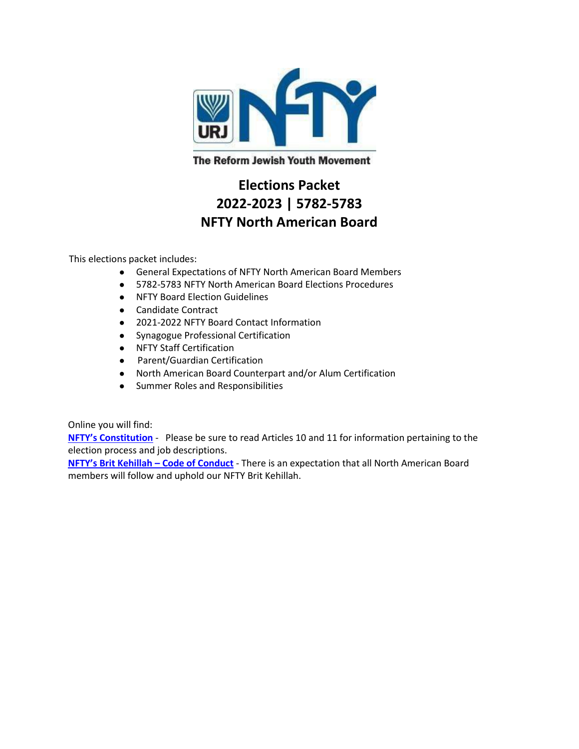The Reform Jewish Youth Movement

# Elections Packet
# 2022-2023 | 5782-5783
# NFTY North American Board

This elections packet includes:

- General Expectations of NFTY North American Board Members
- 5782-5783 NFTY North American Board Elections Procedures
- NFTY Board Election Guidelines
- Candidate Contract
- 2021-2022 NFTY Board Contact Information
- Synagogue Professional Certification
- NFTY Staff Certification
- Parent/Guardian Certification
- North American Board Counterpart and/or Alum Certification
- Summer Roles and Responsibilities

Online you will find:

**NFTY's Constitution** - Please be sure to read Articles 10 and 11 for information pertaining to the election process and job descriptions.

**NFTY's Brit Kehillah – Code of Conduct** - There is an expectation that all North American Board members will follow and uphold our NFTY Brit Kehillah.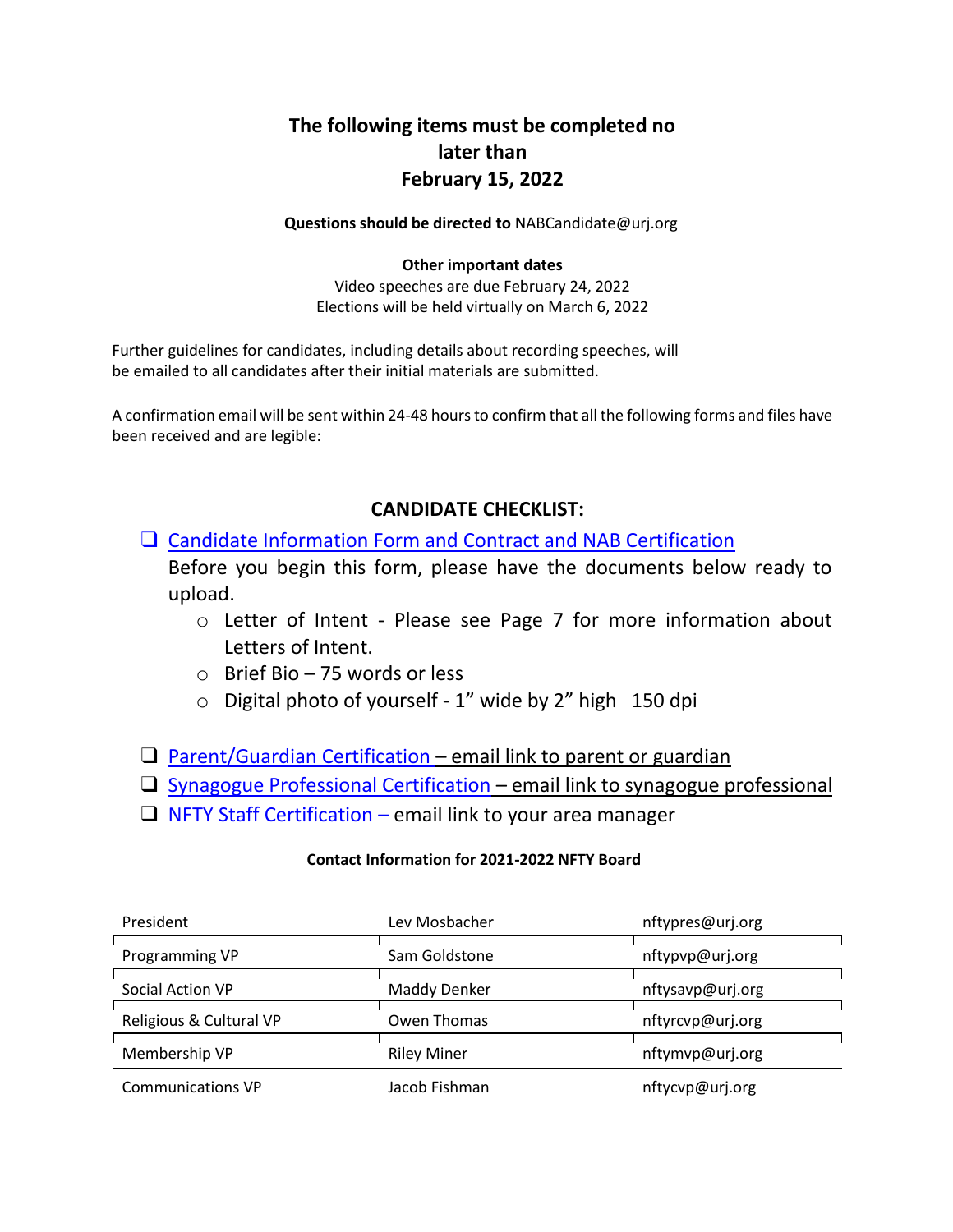## The following items must be completed no later than February 15, 2022

**Questions should be directed to** NABCandidate@urj.org

**Other important dates**

Video speeches are due February 24, 2022
Elections will be held virtually on March 6, 2022

Further guidelines for candidates, including details about recording speeches, will be emailed to all candidates after their initial materials are submitted.

A confirmation email will be sent within 24-48 hours to confirm that all the following forms and files have been received and are legible:

## CANDIDATE CHECKLIST:

- [ ] Candidate Information Form and Contract and NAB Certification
  Before you begin this form, please have the documents below ready to upload.
  - Letter of Intent - Please see Page 7 for more information about Letters of Intent.
  - Brief Bio – 75 words or less
  - Digital photo of yourself - 1" wide by 2" high 150 dpi

- [ ] Parent/Guardian Certification – email link to parent or guardian
- [ ] Synagogue Professional Certification – email link to synagogue professional
- [ ] NFTY Staff Certification – email link to your area manager

**Contact Information for 2021-2022 NFTY Board**

| | | |
|---|---|---|
| President | Lev Mosbacher | nftypres@urj.org |
| Programming VP | Sam Goldstone | nftypvp@urj.org |
| Social Action VP | Maddy Denker | nftysavp@urj.org |
| Religious & Cultural VP | Owen Thomas | nftyrcvp@urj.org |
| Membership VP | Riley Miner | nftymvp@urj.org |
| Communications VP | Jacob Fishman | nftycvp@urj.org |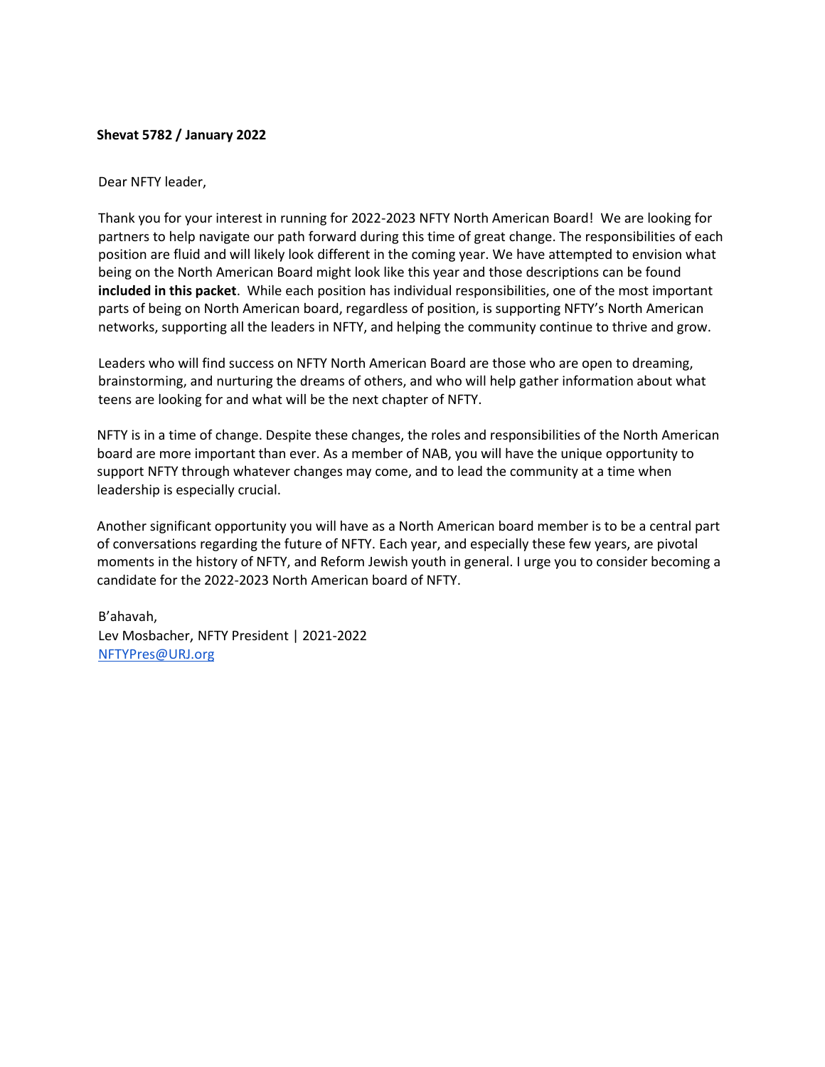**Shevat 5782 / January 2022**

Dear NFTY leader,

Thank you for your interest in running for 2022-2023 NFTY North American Board! We are looking for partners to help navigate our path forward during this time of great change. The responsibilities of each position are fluid and will likely look different in the coming year. We have attempted to envision what being on the North American Board might look like this year and those descriptions can be found **included in this packet**. While each position has individual responsibilities, one of the most important parts of being on North American board, regardless of position, is supporting NFTY's North American networks, supporting all the leaders in NFTY, and helping the community continue to thrive and grow.

Leaders who will find success on NFTY North American Board are those who are open to dreaming, brainstorming, and nurturing the dreams of others, and who will help gather information about what teens are looking for and what will be the next chapter of NFTY.

NFTY is in a time of change. Despite these changes, the roles and responsibilities of the North American board are more important than ever. As a member of NAB, you will have the unique opportunity to support NFTY through whatever changes may come, and to lead the community at a time when leadership is especially crucial.

Another significant opportunity you will have as a North American board member is to be a central part of conversations regarding the future of NFTY. Each year, and especially these few years, are pivotal moments in the history of NFTY, and Reform Jewish youth in general. I urge you to consider becoming a candidate for the 2022-2023 North American board of NFTY.

B'ahavah,
Lev Mosbacher, NFTY President | 2021-2022
[NFTYPres@URJ.org](mailto:NFTYPres@URJ.org)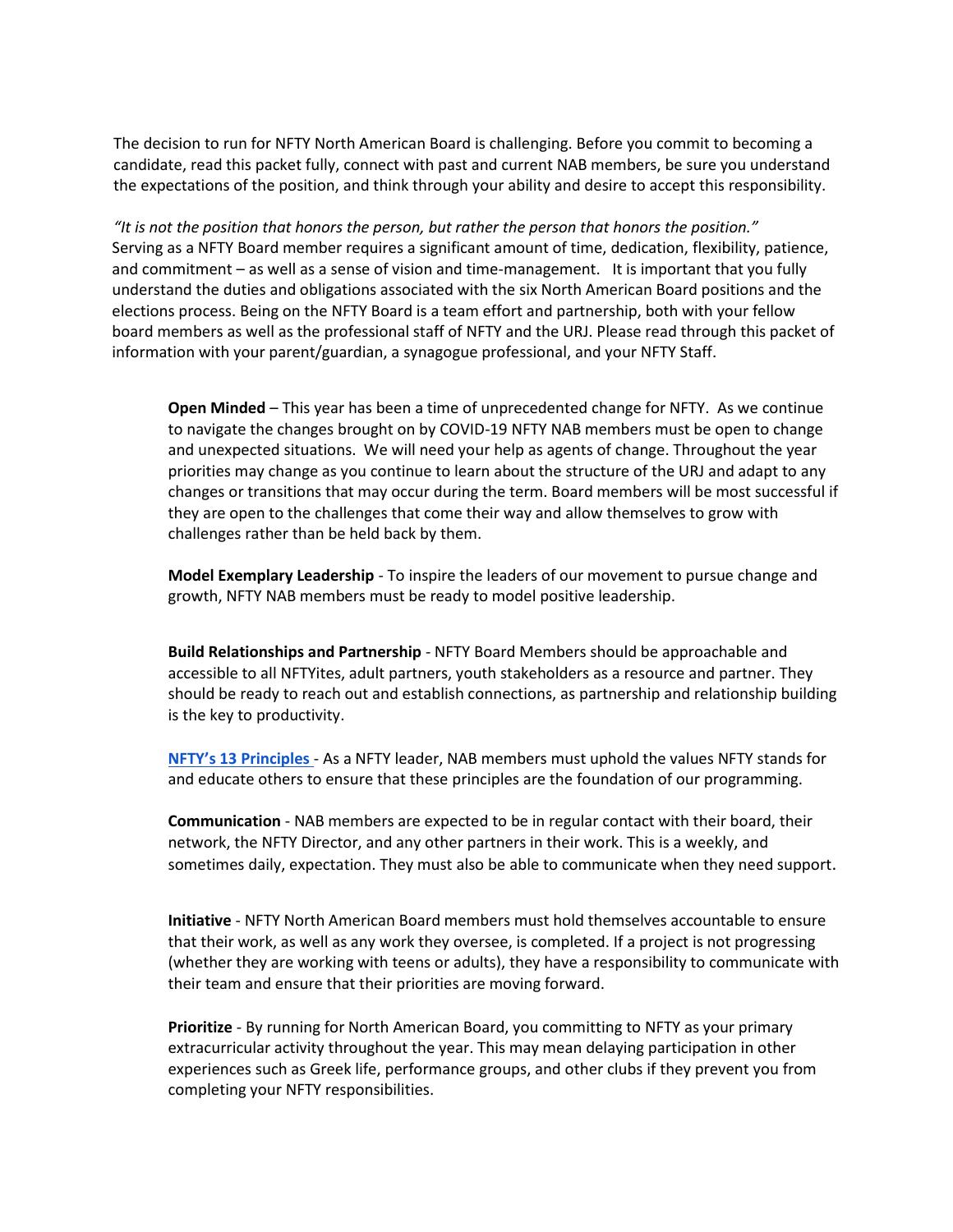The decision to run for NFTY North American Board is challenging. Before you commit to becoming a candidate, read this packet fully, connect with past and current NAB members, be sure you understand the expectations of the position, and think through your ability and desire to accept this responsibility.

*"It is not the position that honors the person, but rather the person that honors the position."* Serving as a NFTY Board member requires a significant amount of time, dedication, flexibility, patience, and commitment – as well as a sense of vision and time-management. It is important that you fully understand the duties and obligations associated with the six North American Board positions and the elections process. Being on the NFTY Board is a team effort and partnership, both with your fellow board members as well as the professional staff of NFTY and the URJ. Please read through this packet of information with your parent/guardian, a synagogue professional, and your NFTY Staff.

**Open Minded** – This year has been a time of unprecedented change for NFTY. As we continue to navigate the changes brought on by COVID-19 NFTY NAB members must be open to change and unexpected situations. We will need your help as agents of change. Throughout the year priorities may change as you continue to learn about the structure of the URJ and adapt to any changes or transitions that may occur during the term. Board members will be most successful if they are open to the challenges that come their way and allow themselves to grow with challenges rather than be held back by them.

**Model Exemplary Leadership** - To inspire the leaders of our movement to pursue change and growth, NFTY NAB members must be ready to model positive leadership.

**Build Relationships and Partnership** - NFTY Board Members should be approachable and accessible to all NFTYites, adult partners, youth stakeholders as a resource and partner. They should be ready to reach out and establish connections, as partnership and relationship building is the key to productivity.

**NFTY's 13 Principles** - As a NFTY leader, NAB members must uphold the values NFTY stands for and educate others to ensure that these principles are the foundation of our programming.

**Communication** - NAB members are expected to be in regular contact with their board, their network, the NFTY Director, and any other partners in their work. This is a weekly, and sometimes daily, expectation. They must also be able to communicate when they need support.

**Initiative** - NFTY North American Board members must hold themselves accountable to ensure that their work, as well as any work they oversee, is completed. If a project is not progressing (whether they are working with teens or adults), they have a responsibility to communicate with their team and ensure that their priorities are moving forward.

**Prioritize** - By running for North American Board, you committing to NFTY as your primary extracurricular activity throughout the year. This may mean delaying participation in other experiences such as Greek life, performance groups, and other clubs if they prevent you from completing your NFTY responsibilities.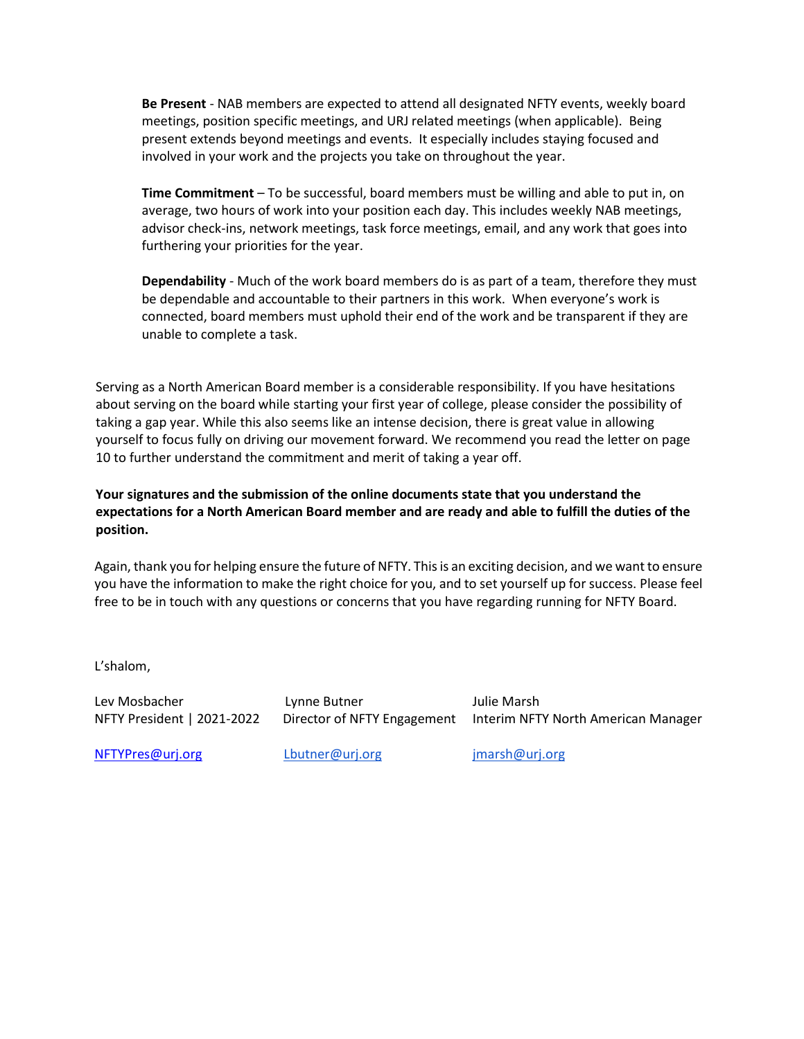**Be Present** - NAB members are expected to attend all designated NFTY events, weekly board meetings, position specific meetings, and URJ related meetings (when applicable). Being present extends beyond meetings and events. It especially includes staying focused and involved in your work and the projects you take on throughout the year.

**Time Commitment** – To be successful, board members must be willing and able to put in, on average, two hours of work into your position each day. This includes weekly NAB meetings, advisor check-ins, network meetings, task force meetings, email, and any work that goes into furthering your priorities for the year.

**Dependability** - Much of the work board members do is as part of a team, therefore they must be dependable and accountable to their partners in this work. When everyone's work is connected, board members must uphold their end of the work and be transparent if they are unable to complete a task.

Serving as a North American Board member is a considerable responsibility. If you have hesitations about serving on the board while starting your first year of college, please consider the possibility of taking a gap year. While this also seems like an intense decision, there is great value in allowing yourself to focus fully on driving our movement forward. We recommend you read the letter on page 10 to further understand the commitment and merit of taking a year off.

**Your signatures and the submission of the online documents state that you understand the expectations for a North American Board member and are ready and able to fulfill the duties of the position.**

Again, thank you for helping ensure the future of NFTY. This is an exciting decision, and we want to ensure you have the information to make the right choice for you, and to set yourself up for success. Please feel free to be in touch with any questions or concerns that you have regarding running for NFTY Board.

L'shalom,

| Lev Mosbacher | Lynne Butner | Julie Marsh |
|---|---|---|
| NFTY President \| 2021-2022 | Director of NFTY Engagement | Interim NFTY North American Manager |
| NFTYPres@urj.org | Lbutner@urj.org | jmarsh@urj.org |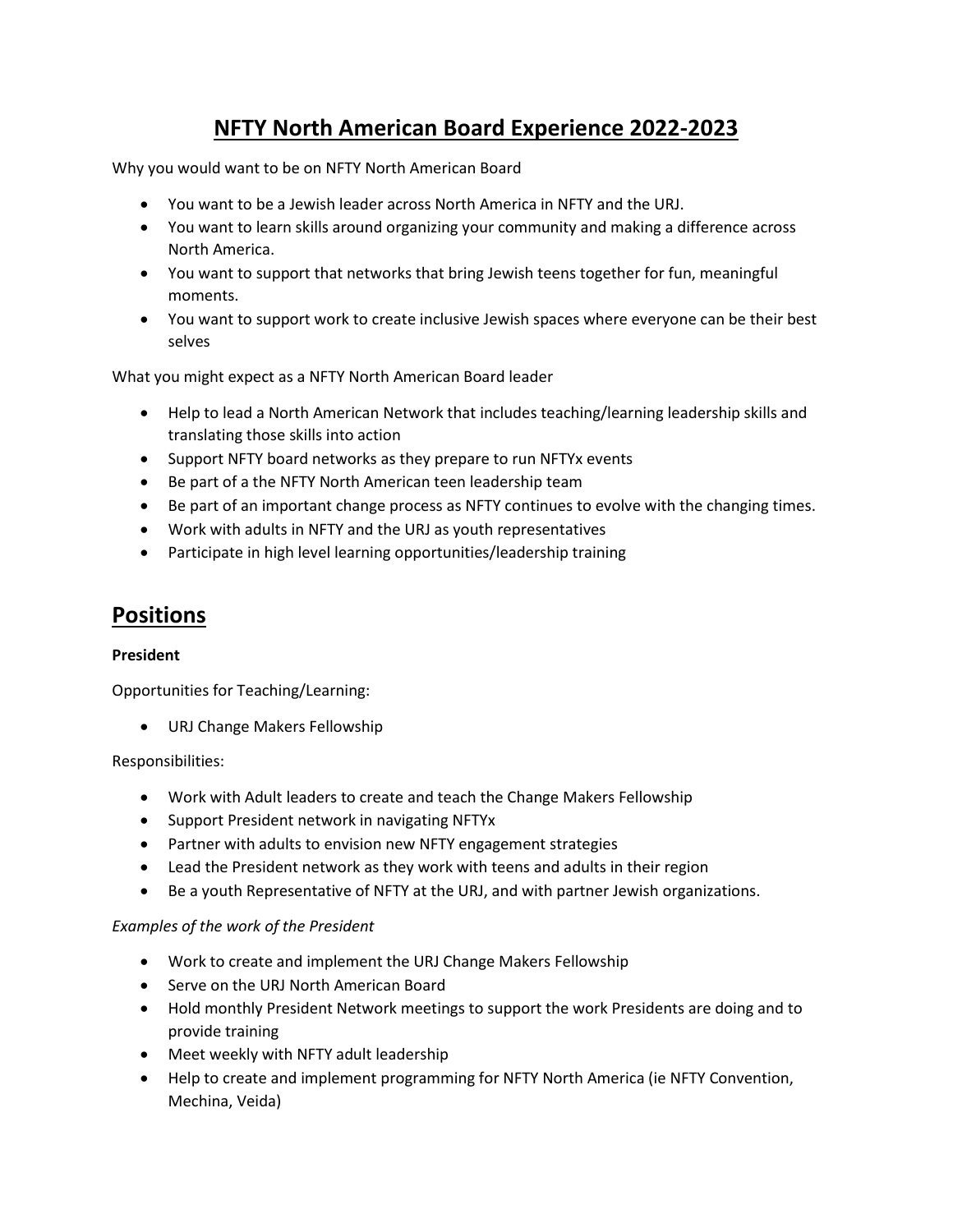# NFTY North American Board Experience 2022-2023

Why you would want to be on NFTY North American Board

- You want to be a Jewish leader across North America in NFTY and the URJ.
- You want to learn skills around organizing your community and making a difference across North America.
- You want to support that networks that bring Jewish teens together for fun, meaningful moments.
- You want to support work to create inclusive Jewish spaces where everyone can be their best selves

What you might expect as a NFTY North American Board leader

- Help to lead a North American Network that includes teaching/learning leadership skills and translating those skills into action
- Support NFTY board networks as they prepare to run NFTYx events
- Be part of a the NFTY North American teen leadership team
- Be part of an important change process as NFTY continues to evolve with the changing times.
- Work with adults in NFTY and the URJ as youth representatives
- Participate in high level learning opportunities/leadership training

## Positions

**President**

Opportunities for Teaching/Learning:

- URJ Change Makers Fellowship

Responsibilities:

- Work with Adult leaders to create and teach the Change Makers Fellowship
- Support President network in navigating NFTYx
- Partner with adults to envision new NFTY engagement strategies
- Lead the President network as they work with teens and adults in their region
- Be a youth Representative of NFTY at the URJ, and with partner Jewish organizations.

*Examples of the work of the President*

- Work to create and implement the URJ Change Makers Fellowship
- Serve on the URJ North American Board
- Hold monthly President Network meetings to support the work Presidents are doing and to provide training
- Meet weekly with NFTY adult leadership
- Help to create and implement programming for NFTY North America (ie NFTY Convention, Mechina, Veida)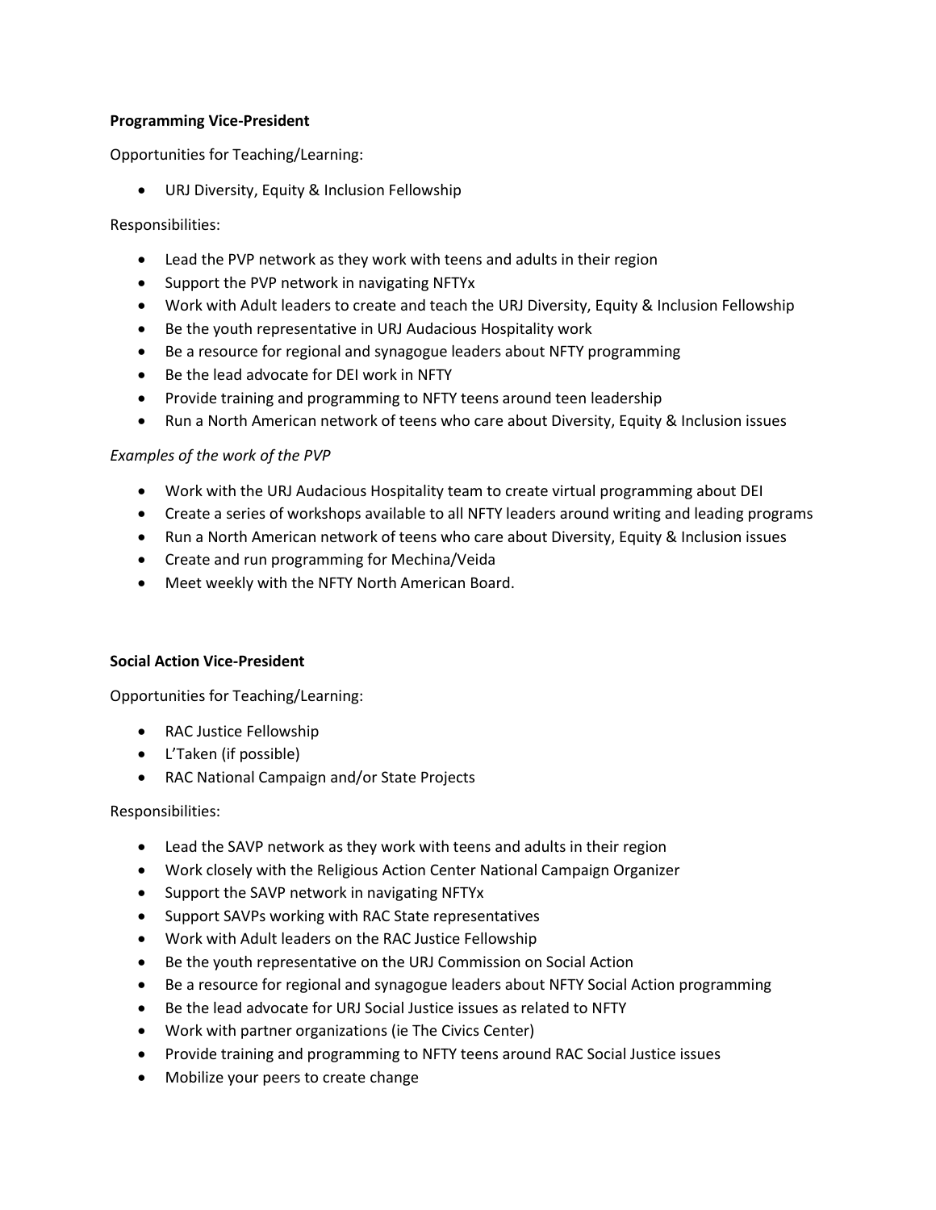**Programming Vice-President**

Opportunities for Teaching/Learning:

- URJ Diversity, Equity & Inclusion Fellowship

Responsibilities:

- Lead the PVP network as they work with teens and adults in their region
- Support the PVP network in navigating NFTYx
- Work with Adult leaders to create and teach the URJ Diversity, Equity & Inclusion Fellowship
- Be the youth representative in URJ Audacious Hospitality work
- Be a resource for regional and synagogue leaders about NFTY programming
- Be the lead advocate for DEI work in NFTY
- Provide training and programming to NFTY teens around teen leadership
- Run a North American network of teens who care about Diversity, Equity & Inclusion issues

*Examples of the work of the PVP*

- Work with the URJ Audacious Hospitality team to create virtual programming about DEI
- Create a series of workshops available to all NFTY leaders around writing and leading programs
- Run a North American network of teens who care about Diversity, Equity & Inclusion issues
- Create and run programming for Mechina/Veida
- Meet weekly with the NFTY North American Board.

**Social Action Vice-President**

Opportunities for Teaching/Learning:

- RAC Justice Fellowship
- L'Taken (if possible)
- RAC National Campaign and/or State Projects

Responsibilities:

- Lead the SAVP network as they work with teens and adults in their region
- Work closely with the Religious Action Center National Campaign Organizer
- Support the SAVP network in navigating NFTYx
- Support SAVPs working with RAC State representatives
- Work with Adult leaders on the RAC Justice Fellowship
- Be the youth representative on the URJ Commission on Social Action
- Be a resource for regional and synagogue leaders about NFTY Social Action programming
- Be the lead advocate for URJ Social Justice issues as related to NFTY
- Work with partner organizations (ie The Civics Center)
- Provide training and programming to NFTY teens around RAC Social Justice issues
- Mobilize your peers to create change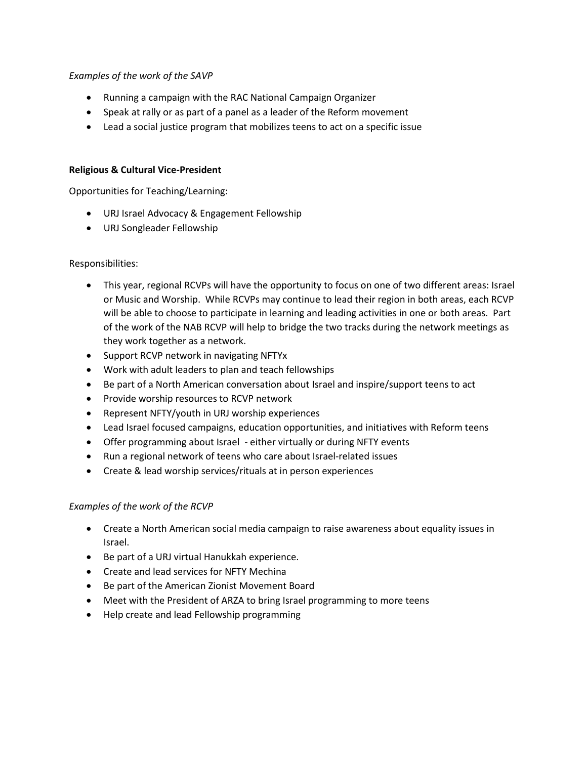*Examples of the work of the SAVP*

- Running a campaign with the RAC National Campaign Organizer
- Speak at rally or as part of a panel as a leader of the Reform movement
- Lead a social justice program that mobilizes teens to act on a specific issue

**Religious & Cultural Vice-President**

Opportunities for Teaching/Learning:

- URJ Israel Advocacy & Engagement Fellowship
- URJ Songleader Fellowship

Responsibilities:

- This year, regional RCVPs will have the opportunity to focus on one of two different areas: Israel or Music and Worship. While RCVPs may continue to lead their region in both areas, each RCVP will be able to choose to participate in learning and leading activities in one or both areas. Part of the work of the NAB RCVP will help to bridge the two tracks during the network meetings as they work together as a network.
- Support RCVP network in navigating NFTYx
- Work with adult leaders to plan and teach fellowships
- Be part of a North American conversation about Israel and inspire/support teens to act
- Provide worship resources to RCVP network
- Represent NFTY/youth in URJ worship experiences
- Lead Israel focused campaigns, education opportunities, and initiatives with Reform teens
- Offer programming about Israel - either virtually or during NFTY events
- Run a regional network of teens who care about Israel-related issues
- Create & lead worship services/rituals at in person experiences

*Examples of the work of the RCVP*

- Create a North American social media campaign to raise awareness about equality issues in Israel.
- Be part of a URJ virtual Hanukkah experience.
- Create and lead services for NFTY Mechina
- Be part of the American Zionist Movement Board
- Meet with the President of ARZA to bring Israel programming to more teens
- Help create and lead Fellowship programming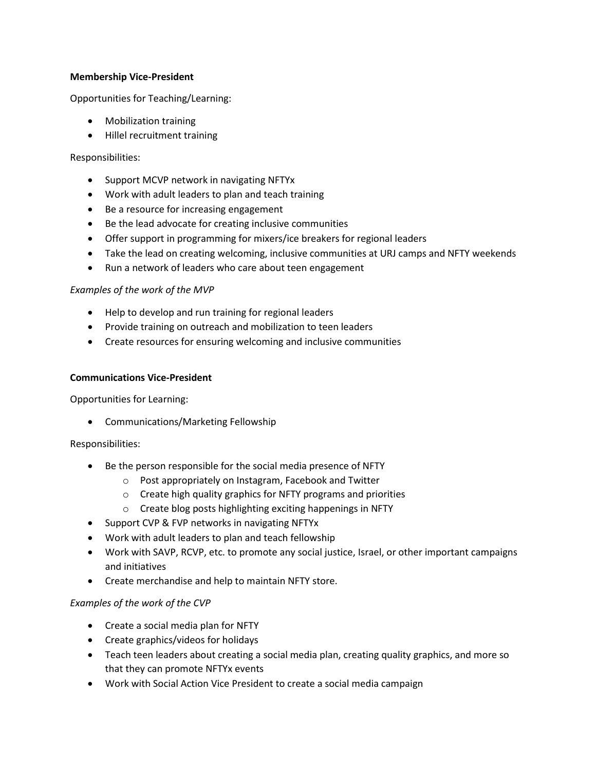**Membership Vice-President**

Opportunities for Teaching/Learning:

- Mobilization training
- Hillel recruitment training

Responsibilities:

- Support MCVP network in navigating NFTYx
- Work with adult leaders to plan and teach training
- Be a resource for increasing engagement
- Be the lead advocate for creating inclusive communities
- Offer support in programming for mixers/ice breakers for regional leaders
- Take the lead on creating welcoming, inclusive communities at URJ camps and NFTY weekends
- Run a network of leaders who care about teen engagement

*Examples of the work of the MVP*

- Help to develop and run training for regional leaders
- Provide training on outreach and mobilization to teen leaders
- Create resources for ensuring welcoming and inclusive communities

**Communications Vice-President**

Opportunities for Learning:

- Communications/Marketing Fellowship

Responsibilities:

- Be the person responsible for the social media presence of NFTY
    - Post appropriately on Instagram, Facebook and Twitter
    - Create high quality graphics for NFTY programs and priorities
    - Create blog posts highlighting exciting happenings in NFTY
- Support CVP & FVP networks in navigating NFTYx
- Work with adult leaders to plan and teach fellowship
- Work with SAVP, RCVP, etc. to promote any social justice, Israel, or other important campaigns and initiatives
- Create merchandise and help to maintain NFTY store.

*Examples of the work of the CVP*

- Create a social media plan for NFTY
- Create graphics/videos for holidays
- Teach teen leaders about creating a social media plan, creating quality graphics, and more so that they can promote NFTYx events
- Work with Social Action Vice President to create a social media campaign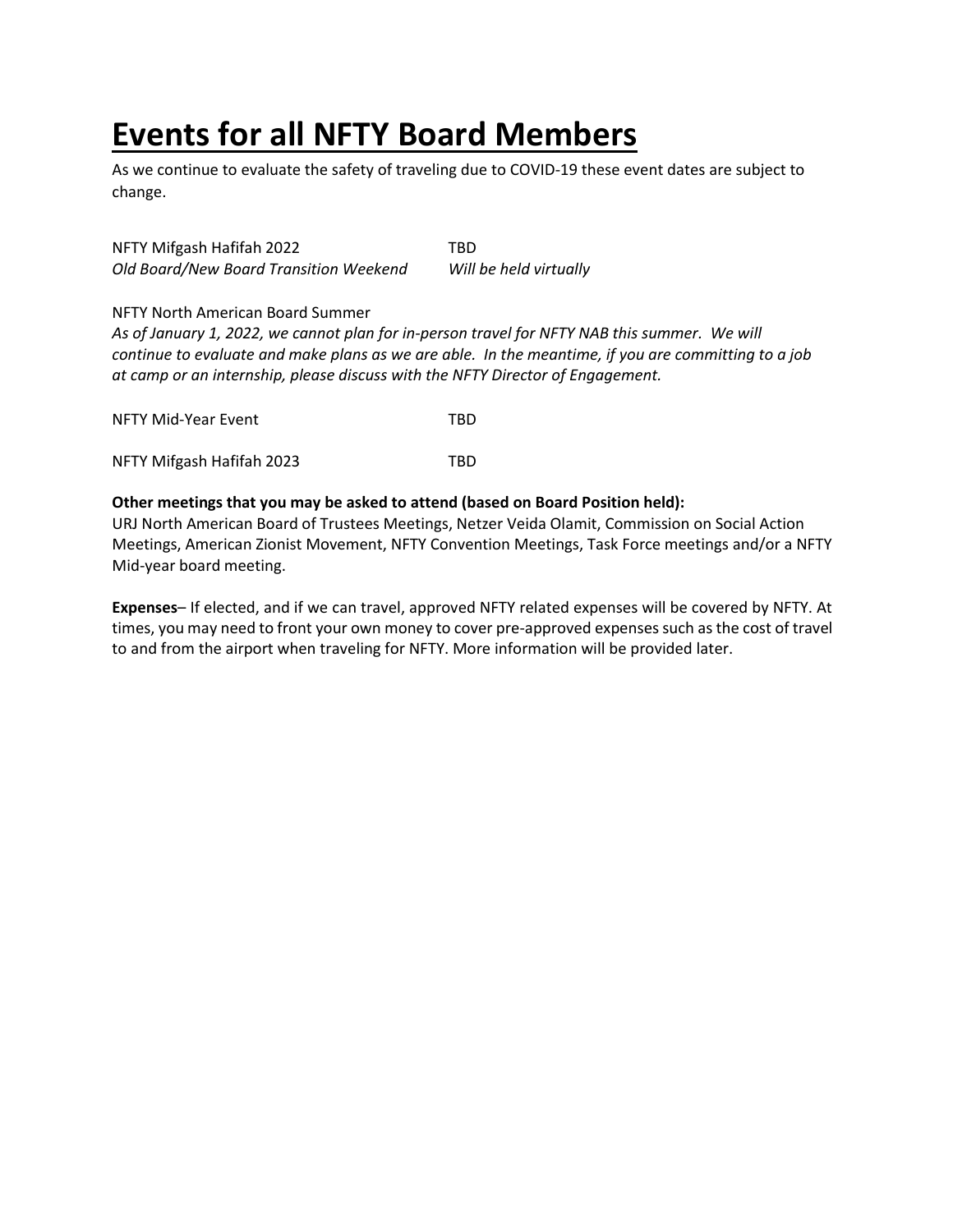# Events for all NFTY Board Members

As we continue to evaluate the safety of traveling due to COVID-19 these event dates are subject to change.

NFTY Mifgash Hafifah 2022 TBD
*Old Board/New Board Transition Weekend* *Will be held virtually*

NFTY North American Board Summer
*As of January 1, 2022, we cannot plan for in-person travel for NFTY NAB this summer. We will continue to evaluate and make plans as we are able. In the meantime, if you are committing to a job at camp or an internship, please discuss with the NFTY Director of Engagement.*

NFTY Mid-Year Event TBD

NFTY Mifgash Hafifah 2023 TBD

**Other meetings that you may be asked to attend (based on Board Position held):**
URJ North American Board of Trustees Meetings, Netzer Veida Olamit, Commission on Social Action Meetings, American Zionist Movement, NFTY Convention Meetings, Task Force meetings and/or a NFTY Mid-year board meeting.

**Expenses**– If elected, and if we can travel, approved NFTY related expenses will be covered by NFTY. At times, you may need to front your own money to cover pre-approved expenses such as the cost of travel to and from the airport when traveling for NFTY. More information will be provided later.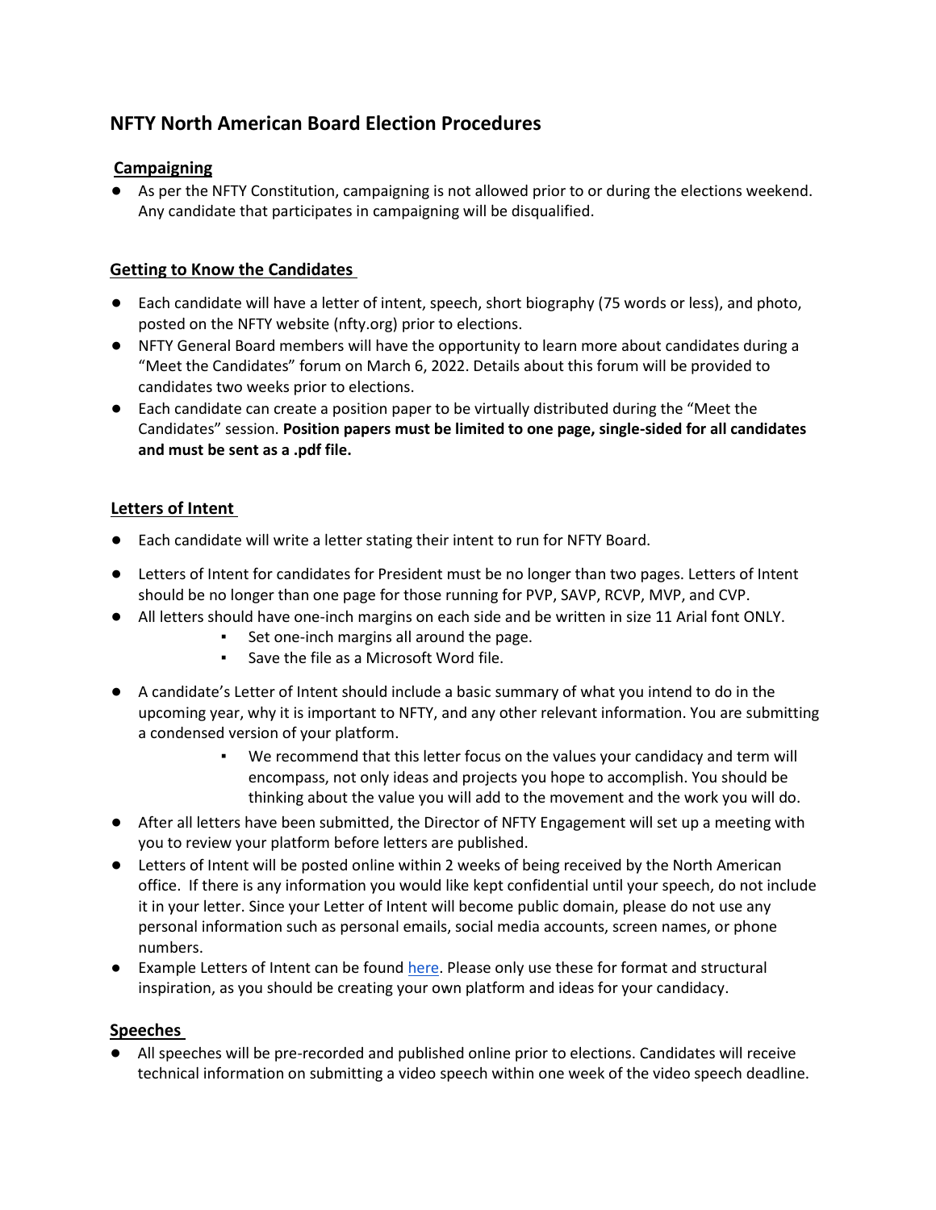## NFTY North American Board Election Procedures

### Campaigning

- As per the NFTY Constitution, campaigning is not allowed prior to or during the elections weekend. Any candidate that participates in campaigning will be disqualified.

### Getting to Know the Candidates

- Each candidate will have a letter of intent, speech, short biography (75 words or less), and photo, posted on the NFTY website (nfty.org) prior to elections.
- NFTY General Board members will have the opportunity to learn more about candidates during a "Meet the Candidates" forum on March 6, 2022. Details about this forum will be provided to candidates two weeks prior to elections.
- Each candidate can create a position paper to be virtually distributed during the "Meet the Candidates" session. **Position papers must be limited to one page, single-sided for all candidates and must be sent as a .pdf file.**

### Letters of Intent

- Each candidate will write a letter stating their intent to run for NFTY Board.
- Letters of Intent for candidates for President must be no longer than two pages. Letters of Intent should be no longer than one page for those running for PVP, SAVP, RCVP, MVP, and CVP.
- All letters should have one-inch margins on each side and be written in size 11 Arial font ONLY.
    - Set one-inch margins all around the page.
    - Save the file as a Microsoft Word file.
- A candidate's Letter of Intent should include a basic summary of what you intend to do in the upcoming year, why it is important to NFTY, and any other relevant information. You are submitting a condensed version of your platform.
    - We recommend that this letter focus on the values your candidacy and term will encompass, not only ideas and projects you hope to accomplish. You should be thinking about the value you will add to the movement and the work you will do.
- After all letters have been submitted, the Director of NFTY Engagement will set up a meeting with you to review your platform before letters are published.
- Letters of Intent will be posted online within 2 weeks of being received by the North American office. If there is any information you would like kept confidential until your speech, do not include it in your letter. Since your Letter of Intent will become public domain, please do not use any personal information such as personal emails, social media accounts, screen names, or phone numbers.
- Example Letters of Intent can be found here. Please only use these for format and structural inspiration, as you should be creating your own platform and ideas for your candidacy.

### Speeches

- All speeches will be pre-recorded and published online prior to elections. Candidates will receive technical information on submitting a video speech within one week of the video speech deadline.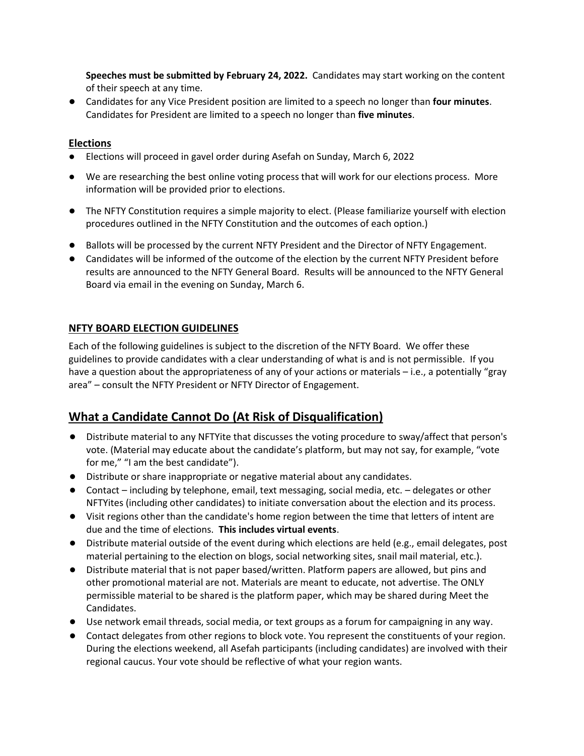**Speeches must be submitted by February 24, 2022.** Candidates may start working on the content of their speech at any time.

- Candidates for any Vice President position are limited to a speech no longer than **four minutes**. Candidates for President are limited to a speech no longer than **five minutes**.

## Elections

- Elections will proceed in gavel order during Asefah on Sunday, March 6, 2022
- We are researching the best online voting process that will work for our elections process. More information will be provided prior to elections.
- The NFTY Constitution requires a simple majority to elect. (Please familiarize yourself with election procedures outlined in the NFTY Constitution and the outcomes of each option.)
- Ballots will be processed by the current NFTY President and the Director of NFTY Engagement.
- Candidates will be informed of the outcome of the election by the current NFTY President before results are announced to the NFTY General Board. Results will be announced to the NFTY General Board via email in the evening on Sunday, March 6.

## NFTY BOARD ELECTION GUIDELINES

Each of the following guidelines is subject to the discretion of the NFTY Board. We offer these guidelines to provide candidates with a clear understanding of what is and is not permissible. If you have a question about the appropriateness of any of your actions or materials – i.e., a potentially "gray area" – consult the NFTY President or NFTY Director of Engagement.

## What a Candidate Cannot Do (At Risk of Disqualification)

- Distribute material to any NFTYite that discusses the voting procedure to sway/affect that person's vote. (Material may educate about the candidate's platform, but may not say, for example, "vote for me," "I am the best candidate").
- Distribute or share inappropriate or negative material about any candidates.
- Contact – including by telephone, email, text messaging, social media, etc. – delegates or other NFTYites (including other candidates) to initiate conversation about the election and its process.
- Visit regions other than the candidate's home region between the time that letters of intent are due and the time of elections. **This includes virtual events**.
- Distribute material outside of the event during which elections are held (e.g., email delegates, post material pertaining to the election on blogs, social networking sites, snail mail material, etc.).
- Distribute material that is not paper based/written. Platform papers are allowed, but pins and other promotional material are not. Materials are meant to educate, not advertise. The ONLY permissible material to be shared is the platform paper, which may be shared during Meet the Candidates.
- Use network email threads, social media, or text groups as a forum for campaigning in any way.
- Contact delegates from other regions to block vote. You represent the constituents of your region. During the elections weekend, all Asefah participants (including candidates) are involved with their regional caucus. Your vote should be reflective of what your region wants.